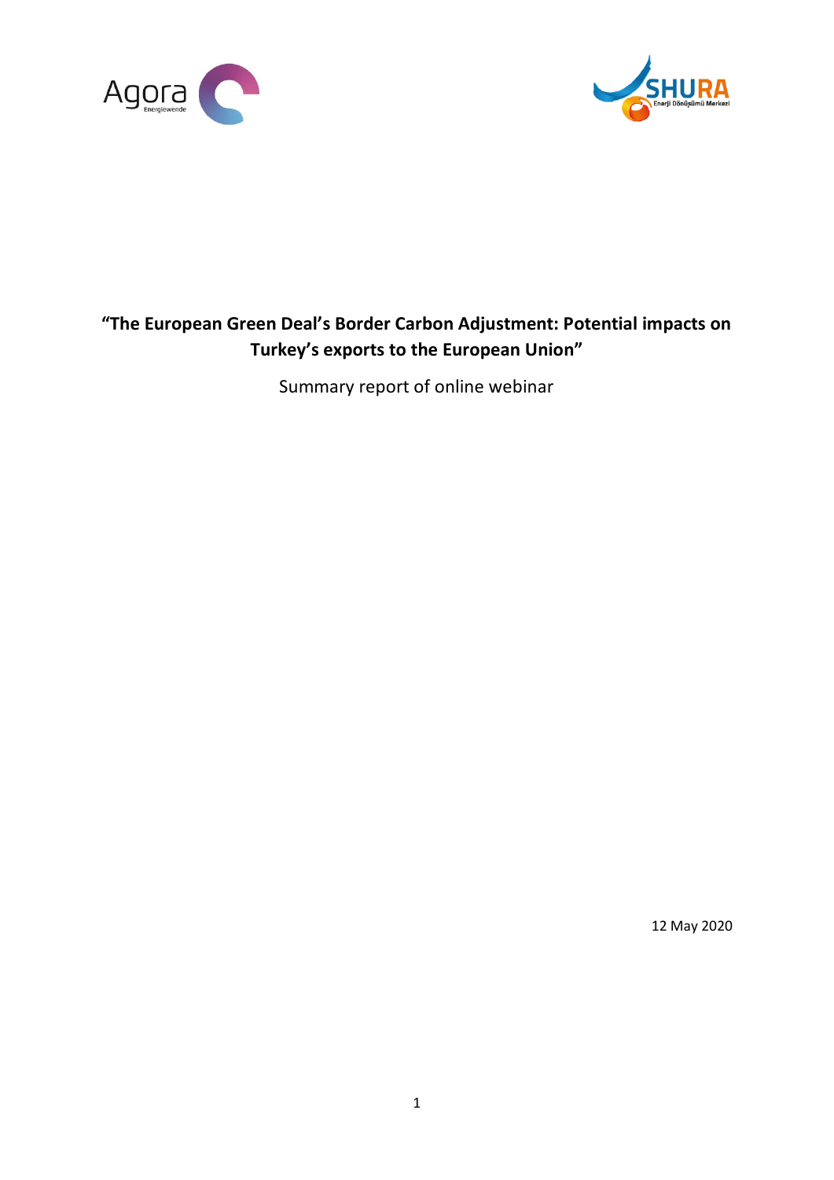# "The European Green Deal's Border Carbon Adjustment: Potential impacts on Turkey's exports to the European Union"

Summary report of online webinar

12 May 2020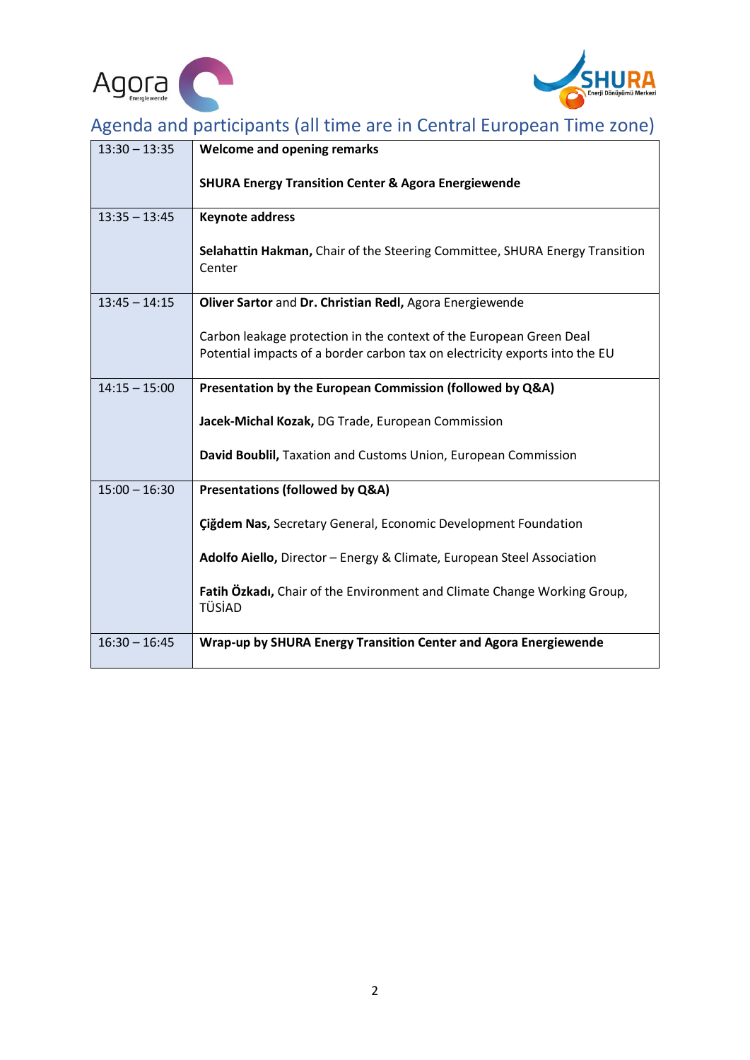## Agenda and participants (all time are in Central European Time zone)

| | |
|---|---|
| 13:30 – 13:35 | **Welcome and opening remarks**<br><br>**SHURA Energy Transition Center & Agora Energiewende** |
| 13:35 – 13:45 | **Keynote address**<br><br>**Selahattin Hakman,** Chair of the Steering Committee, SHURA Energy Transition Center |
| 13:45 – 14:15 | **Oliver Sartor** and **Dr. Christian Redl,** Agora Energiewende<br><br>Carbon leakage protection in the context of the European Green Deal<br>Potential impacts of a border carbon tax on electricity exports into the EU |
| 14:15 – 15:00 | **Presentation by the European Commission (followed by Q&A)**<br><br>**Jacek-Michal Kozak,** DG Trade, European Commission<br><br>**David Boublil,** Taxation and Customs Union, European Commission |
| 15:00 – 16:30 | **Presentations (followed by Q&A)**<br><br>**Çiğdem Nas,** Secretary General, Economic Development Foundation<br><br>**Adolfo Aiello,** Director – Energy & Climate, European Steel Association<br><br>**Fatih Özkadı,** Chair of the Environment and Climate Change Working Group, TÜSİAD |
| 16:30 – 16:45 | **Wrap-up by SHURA Energy Transition Center and Agora Energiewende** |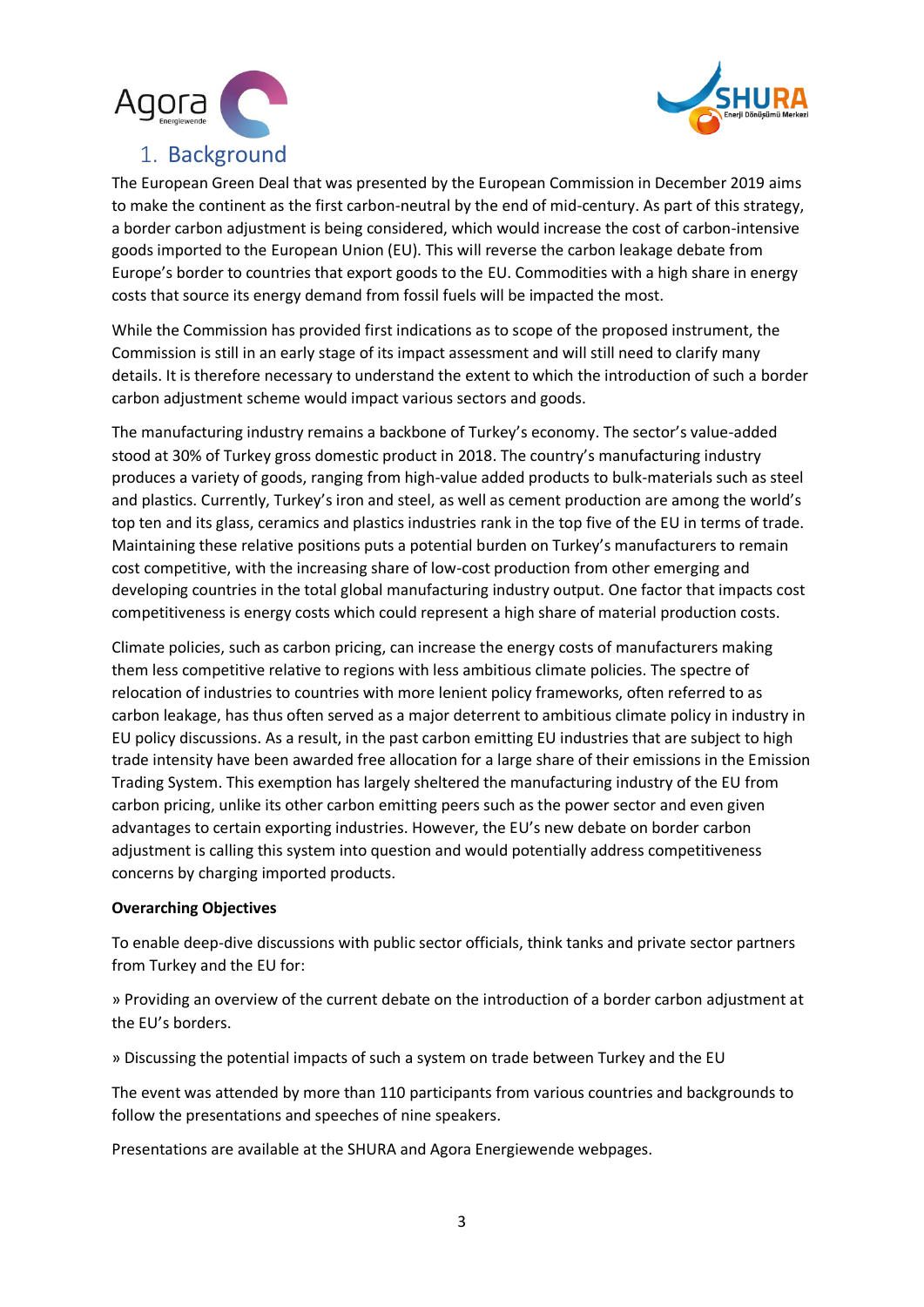# 1. Background

The European Green Deal that was presented by the European Commission in December 2019 aims to make the continent as the first carbon-neutral by the end of mid-century. As part of this strategy, a border carbon adjustment is being considered, which would increase the cost of carbon-intensive goods imported to the European Union (EU). This will reverse the carbon leakage debate from Europe's border to countries that export goods to the EU. Commodities with a high share in energy costs that source its energy demand from fossil fuels will be impacted the most.

While the Commission has provided first indications as to scope of the proposed instrument, the Commission is still in an early stage of its impact assessment and will still need to clarify many details. It is therefore necessary to understand the extent to which the introduction of such a border carbon adjustment scheme would impact various sectors and goods.

The manufacturing industry remains a backbone of Turkey's economy. The sector's value-added stood at 30% of Turkey gross domestic product in 2018. The country's manufacturing industry produces a variety of goods, ranging from high-value added products to bulk-materials such as steel and plastics. Currently, Turkey's iron and steel, as well as cement production are among the world's top ten and its glass, ceramics and plastics industries rank in the top five of the EU in terms of trade. Maintaining these relative positions puts a potential burden on Turkey's manufacturers to remain cost competitive, with the increasing share of low-cost production from other emerging and developing countries in the total global manufacturing industry output. One factor that impacts cost competitiveness is energy costs which could represent a high share of material production costs.

Climate policies, such as carbon pricing, can increase the energy costs of manufacturers making them less competitive relative to regions with less ambitious climate policies. The spectre of relocation of industries to countries with more lenient policy frameworks, often referred to as carbon leakage, has thus often served as a major deterrent to ambitious climate policy in industry in EU policy discussions. As a result, in the past carbon emitting EU industries that are subject to high trade intensity have been awarded free allocation for a large share of their emissions in the Emission Trading System. This exemption has largely sheltered the manufacturing industry of the EU from carbon pricing, unlike its other carbon emitting peers such as the power sector and even given advantages to certain exporting industries. However, the EU's new debate on border carbon adjustment is calling this system into question and would potentially address competitiveness concerns by charging imported products.

**Overarching Objectives**

To enable deep-dive discussions with public sector officials, think tanks and private sector partners from Turkey and the EU for:

» Providing an overview of the current debate on the introduction of a border carbon adjustment at the EU's borders.

» Discussing the potential impacts of such a system on trade between Turkey and the EU

The event was attended by more than 110 participants from various countries and backgrounds to follow the presentations and speeches of nine speakers.

Presentations are available at the SHURA and Agora Energiewende webpages.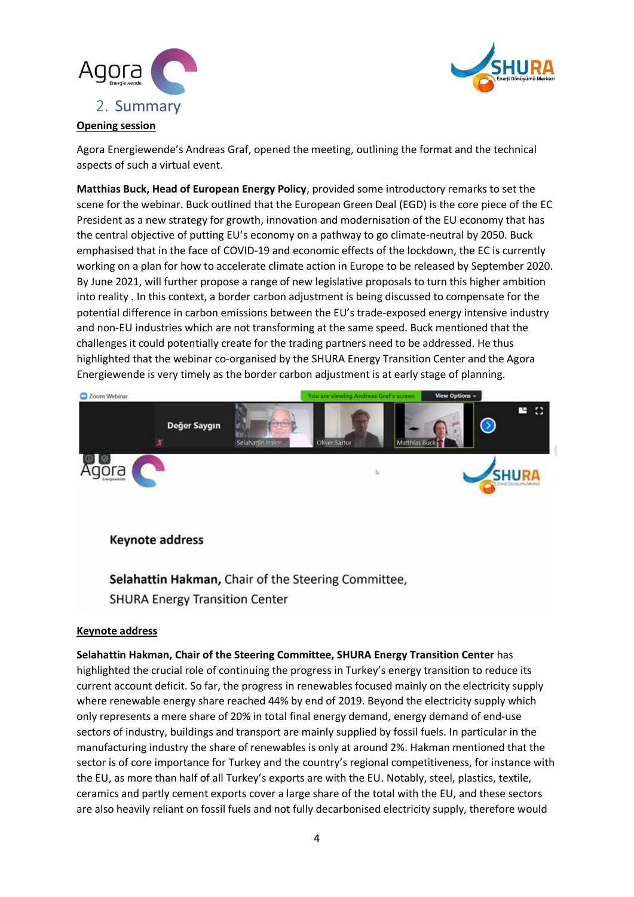## 2. Summary

**Opening session**

Agora Energiewende's Andreas Graf, opened the meeting, outlining the format and the technical aspects of such a virtual event.

**Matthias Buck, Head of European Energy Policy**, provided some introductory remarks to set the scene for the webinar. Buck outlined that the European Green Deal (EGD) is the core piece of the EC President as a new strategy for growth, innovation and modernisation of the EU economy that has the central objective of putting EU's economy on a pathway to go climate-neutral by 2050. Buck emphasised that in the face of COVID-19 and economic effects of the lockdown, the EC is currently working on a plan for how to accelerate climate action in Europe to be released by September 2020. By June 2021, will further propose a range of new legislative proposals to turn this higher ambition into reality . In this context, a border carbon adjustment is being discussed to compensate for the potential difference in carbon emissions between the EU's trade-exposed energy intensive industry and non-EU industries which are not transforming at the same speed. Buck mentioned that the challenges it could potentially create for the trading partners need to be addressed. He thus highlighted that the webinar co-organised by the SHURA Energy Transition Center and the Agora Energiewende is very timely as the border carbon adjustment is at early stage of planning.

**Keynote address**

**Selahattin Hakman, Chair of the Steering Committee, SHURA Energy Transition Center** has highlighted the crucial role of continuing the progress in Turkey's energy transition to reduce its current account deficit. So far, the progress in renewables focused mainly on the electricity supply where renewable energy share reached 44% by end of 2019. Beyond the electricity supply which only represents a mere share of 20% in total final energy demand, energy demand of end-use sectors of industry, buildings and transport are mainly supplied by fossil fuels. In particular in the manufacturing industry the share of renewables is only at around 2%. Hakman mentioned that the sector is of core importance for Turkey and the country's regional competitiveness, for instance with the EU, as more than half of all Turkey's exports are with the EU. Notably, steel, plastics, textile, ceramics and partly cement exports cover a large share of the total with the EU, and these sectors are also heavily reliant on fossil fuels and not fully decarbonised electricity supply, therefore would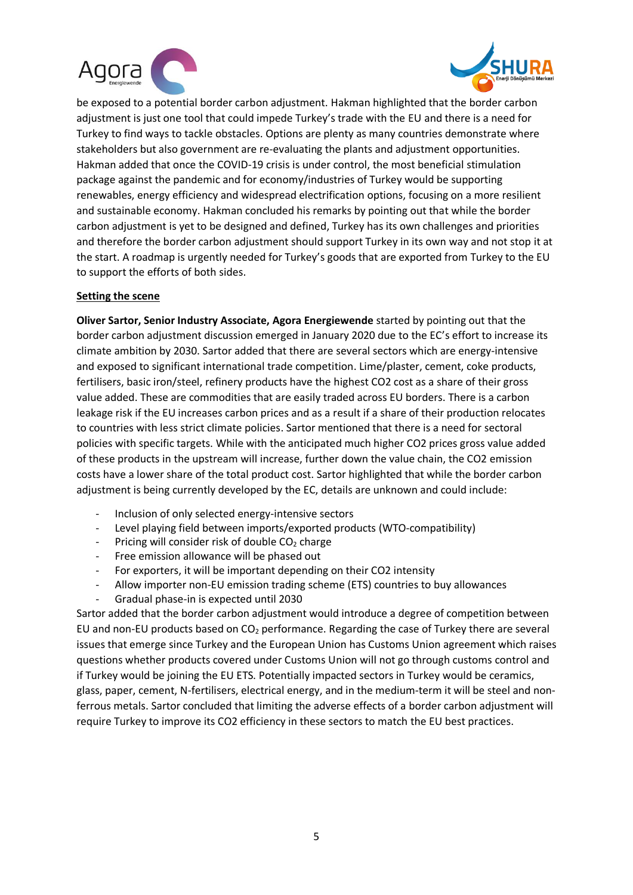be exposed to a potential border carbon adjustment. Hakman highlighted that the border carbon adjustment is just one tool that could impede Turkey's trade with the EU and there is a need for Turkey to find ways to tackle obstacles. Options are plenty as many countries demonstrate where stakeholders but also government are re-evaluating the plants and adjustment opportunities. Hakman added that once the COVID-19 crisis is under control, the most beneficial stimulation package against the pandemic and for economy/industries of Turkey would be supporting renewables, energy efficiency and widespread electrification options, focusing on a more resilient and sustainable economy. Hakman concluded his remarks by pointing out that while the border carbon adjustment is yet to be designed and defined, Turkey has its own challenges and priorities and therefore the border carbon adjustment should support Turkey in its own way and not stop it at the start. A roadmap is urgently needed for Turkey's goods that are exported from Turkey to the EU to support the efforts of both sides.

**Setting the scene**

**Oliver Sartor, Senior Industry Associate, Agora Energiewende** started by pointing out that the border carbon adjustment discussion emerged in January 2020 due to the EC's effort to increase its climate ambition by 2030. Sartor added that there are several sectors which are energy-intensive and exposed to significant international trade competition. Lime/plaster, cement, coke products, fertilisers, basic iron/steel, refinery products have the highest CO2 cost as a share of their gross value added. These are commodities that are easily traded across EU borders. There is a carbon leakage risk if the EU increases carbon prices and as a result if a share of their production relocates to countries with less strict climate policies. Sartor mentioned that there is a need for sectoral policies with specific targets. While with the anticipated much higher CO2 prices gross value added of these products in the upstream will increase, further down the value chain, the CO2 emission costs have a lower share of the total product cost. Sartor highlighted that while the border carbon adjustment is being currently developed by the EC, details are unknown and could include:

- Inclusion of only selected energy-intensive sectors
- Level playing field between imports/exported products (WTO-compatibility)
- Pricing will consider risk of double $CO_2$ charge
- Free emission allowance will be phased out
- For exporters, it will be important depending on their CO2 intensity
- Allow importer non-EU emission trading scheme (ETS) countries to buy allowances
- Gradual phase-in is expected until 2030

Sartor added that the border carbon adjustment would introduce a degree of competition between EU and non-EU products based on $CO_2$ performance. Regarding the case of Turkey there are several issues that emerge since Turkey and the European Union has Customs Union agreement which raises questions whether products covered under Customs Union will not go through customs control and if Turkey would be joining the EU ETS. Potentially impacted sectors in Turkey would be ceramics, glass, paper, cement, N-fertilisers, electrical energy, and in the medium-term it will be steel and non-ferrous metals. Sartor concluded that limiting the adverse effects of a border carbon adjustment will require Turkey to improve its CO2 efficiency in these sectors to match the EU best practices.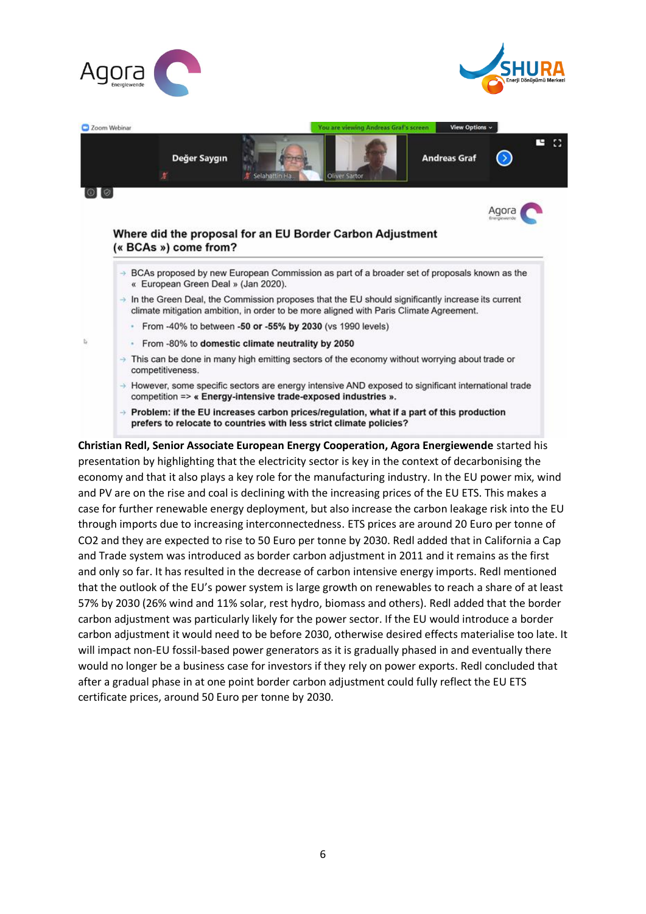**Where did the proposal for an EU Border Carbon Adjustment (« BCAs ») come from?**

- BCAs proposed by new European Commission as part of a broader set of proposals known as the « European Green Deal » (Jan 2020).
- In the Green Deal, the Commission proposes that the EU should significantly increase its current climate mitigation ambition, in order to be more aligned with Paris Climate Agreement.
  - From -40% to between **-50 or -55% by 2030** (vs 1990 levels)
  - From -80% to **domestic climate neutrality by 2050**
- This can be done in many high emitting sectors of the economy without worrying about trade or competitiveness.
- However, some specific sectors are energy intensive AND exposed to significant international trade competition => **« Energy-intensive trade-exposed industries ».**
- **Problem: if the EU increases carbon prices/regulation, what if a part of this production prefers to relocate to countries with less strict climate policies?**

**Christian Redl, Senior Associate European Energy Cooperation, Agora Energiewende** started his presentation by highlighting that the electricity sector is key in the context of decarbonising the economy and that it also plays a key role for the manufacturing industry. In the EU power mix, wind and PV are on the rise and coal is declining with the increasing prices of the EU ETS. This makes a case for further renewable energy deployment, but also increase the carbon leakage risk into the EU through imports due to increasing interconnectedness. ETS prices are around 20 Euro per tonne of $CO_2$ and they are expected to rise to 50 Euro per tonne by 2030. Redl added that in California a Cap and Trade system was introduced as border carbon adjustment in 2011 and it remains as the first and only so far. It has resulted in the decrease of carbon intensive energy imports. Redl mentioned that the outlook of the EU's power system is large growth on renewables to reach a share of at least 57% by 2030 (26% wind and 11% solar, rest hydro, biomass and others). Redl added that the border carbon adjustment was particularly likely for the power sector. If the EU would introduce a border carbon adjustment it would need to be before 2030, otherwise desired effects materialise too late. It will impact non-EU fossil-based power generators as it is gradually phased in and eventually there would no longer be a business case for investors if they rely on power exports. Redl concluded that after a gradual phase in at one point border carbon adjustment could fully reflect the EU ETS certificate prices, around 50 Euro per tonne by 2030.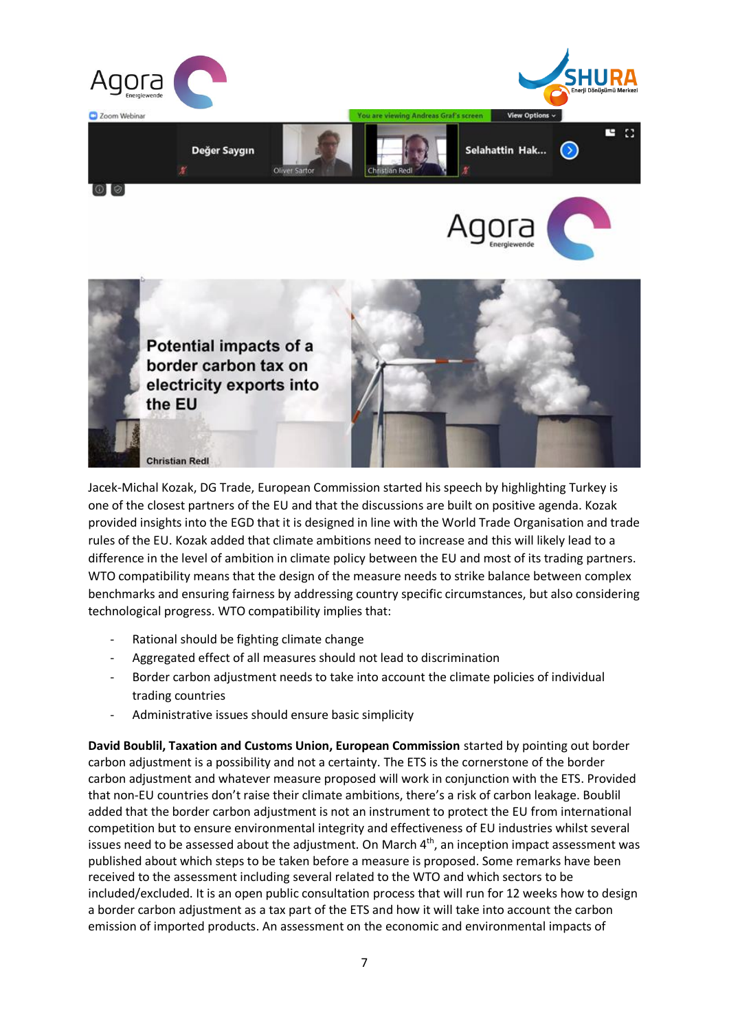Jacek-Michal Kozak, DG Trade, European Commission started his speech by highlighting Turkey is one of the closest partners of the EU and that the discussions are built on positive agenda. Kozak provided insights into the EGD that it is designed in line with the World Trade Organisation and trade rules of the EU. Kozak added that climate ambitions need to increase and this will likely lead to a difference in the level of ambition in climate policy between the EU and most of its trading partners. WTO compatibility means that the design of the measure needs to strike balance between complex benchmarks and ensuring fairness by addressing country specific circumstances, but also considering technological progress. WTO compatibility implies that:

- Rational should be fighting climate change
- Aggregated effect of all measures should not lead to discrimination
- Border carbon adjustment needs to take into account the climate policies of individual trading countries
- Administrative issues should ensure basic simplicity

**David Boublil, Taxation and Customs Union, European Commission** started by pointing out border carbon adjustment is a possibility and not a certainty. The ETS is the cornerstone of the border carbon adjustment and whatever measure proposed will work in conjunction with the ETS. Provided that non-EU countries don't raise their climate ambitions, there's a risk of carbon leakage. Boublil added that the border carbon adjustment is not an instrument to protect the EU from international competition but to ensure environmental integrity and effectiveness of EU industries whilst several issues need to be assessed about the adjustment. On March 4th, an inception impact assessment was published about which steps to be taken before a measure is proposed. Some remarks have been received to the assessment including several related to the WTO and which sectors to be included/excluded. It is an open public consultation process that will run for 12 weeks how to design a border carbon adjustment as a tax part of the ETS and how it will take into account the carbon emission of imported products. An assessment on the economic and environmental impacts of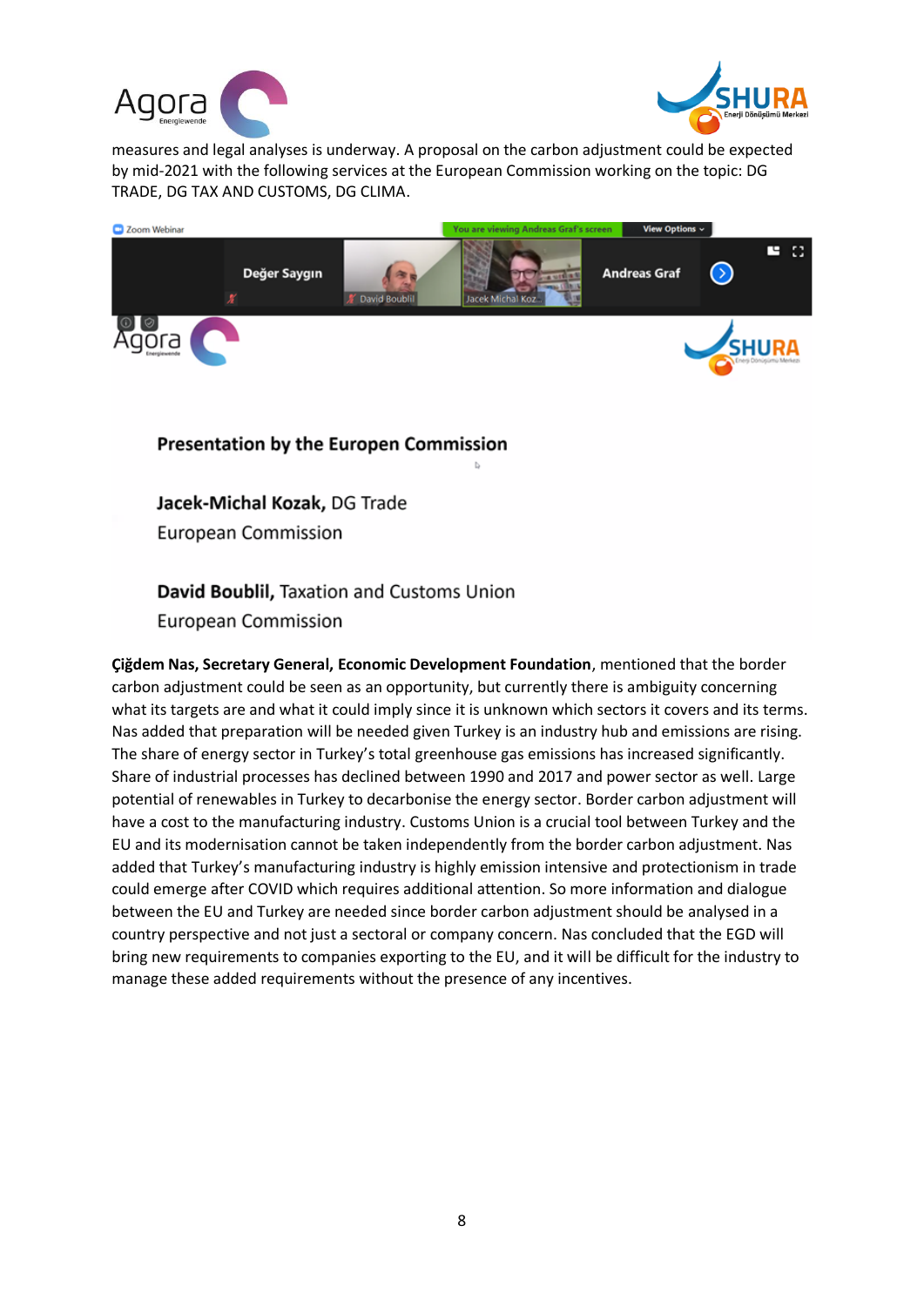measures and legal analyses is underway. A proposal on the carbon adjustment could be expected by mid-2021 with the following services at the European Commission working on the topic: DG TRADE, DG TAX AND CUSTOMS, DG CLIMA.

**Çiğdem Nas, Secretary General, Economic Development Foundation**, mentioned that the border carbon adjustment could be seen as an opportunity, but currently there is ambiguity concerning what its targets are and what it could imply since it is unknown which sectors it covers and its terms. Nas added that preparation will be needed given Turkey is an industry hub and emissions are rising. The share of energy sector in Turkey's total greenhouse gas emissions has increased significantly. Share of industrial processes has declined between 1990 and 2017 and power sector as well. Large potential of renewables in Turkey to decarbonise the energy sector. Border carbon adjustment will have a cost to the manufacturing industry. Customs Union is a crucial tool between Turkey and the EU and its modernisation cannot be taken independently from the border carbon adjustment. Nas added that Turkey's manufacturing industry is highly emission intensive and protectionism in trade could emerge after COVID which requires additional attention. So more information and dialogue between the EU and Turkey are needed since border carbon adjustment should be analysed in a country perspective and not just a sectoral or company concern. Nas concluded that the EGD will bring new requirements to companies exporting to the EU, and it will be difficult for the industry to manage these added requirements without the presence of any incentives.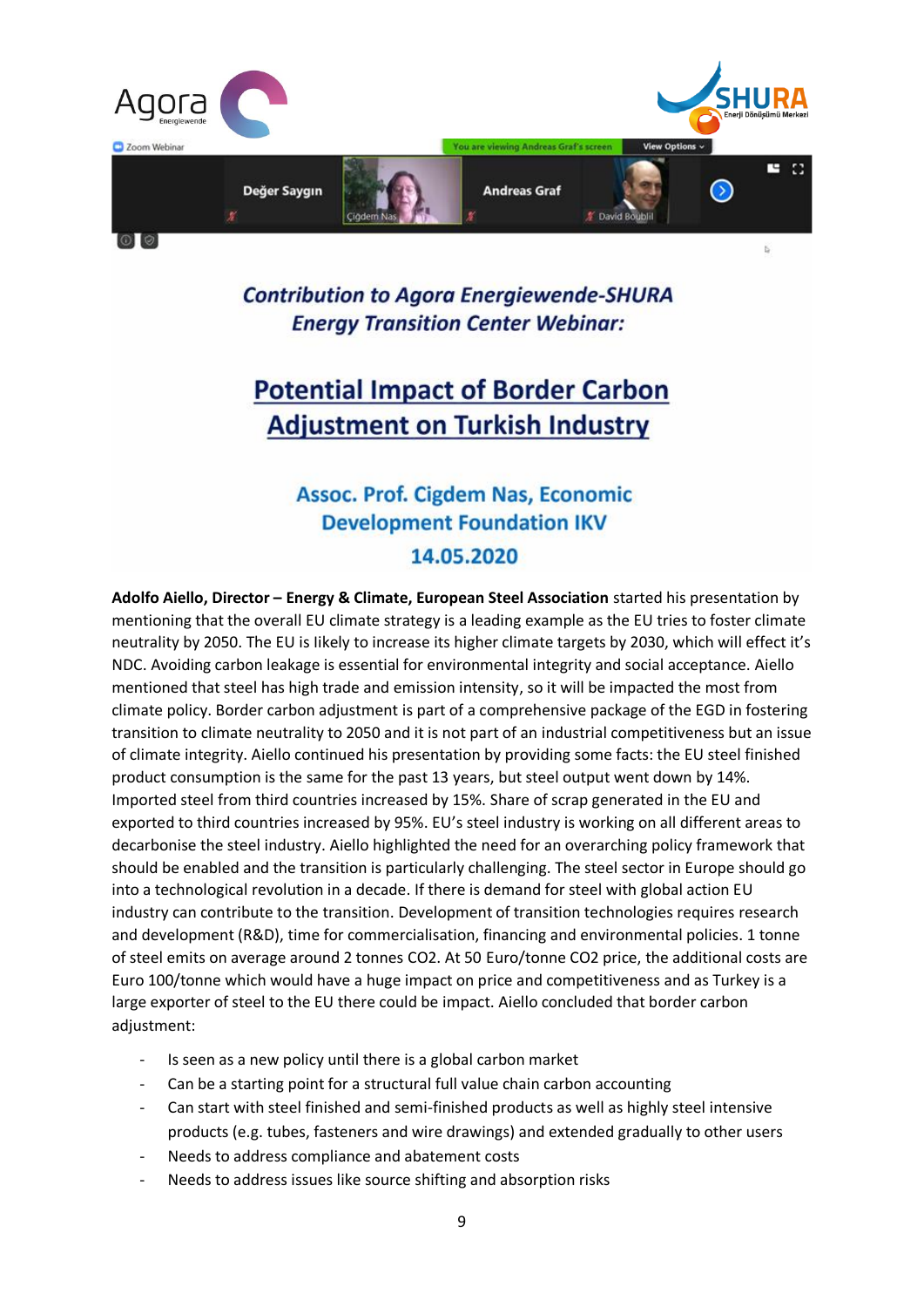**Adolfo Aiello, Director – Energy & Climate, European Steel Association** started his presentation by mentioning that the overall EU climate strategy is a leading example as the EU tries to foster climate neutrality by 2050. The EU is likely to increase its higher climate targets by 2030, which will effect it's NDC. Avoiding carbon leakage is essential for environmental integrity and social acceptance. Aiello mentioned that steel has high trade and emission intensity, so it will be impacted the most from climate policy. Border carbon adjustment is part of a comprehensive package of the EGD in fostering transition to climate neutrality to 2050 and it is not part of an industrial competitiveness but an issue of climate integrity. Aiello continued his presentation by providing some facts: the EU steel finished product consumption is the same for the past 13 years, but steel output went down by 14%. Imported steel from third countries increased by 15%. Share of scrap generated in the EU and exported to third countries increased by 95%. EU's steel industry is working on all different areas to decarbonise the steel industry. Aiello highlighted the need for an overarching policy framework that should be enabled and the transition is particularly challenging. The steel sector in Europe should go into a technological revolution in a decade. If there is demand for steel with global action EU industry can contribute to the transition. Development of transition technologies requires research and development (R&D), time for commercialisation, financing and environmental policies. 1 tonne of steel emits on average around 2 tonnes CO2. At 50 Euro/tonne CO2 price, the additional costs are Euro 100/tonne which would have a huge impact on price and competitiveness and as Turkey is a large exporter of steel to the EU there could be impact. Aiello concluded that border carbon adjustment:

- Is seen as a new policy until there is a global carbon market
- Can be a starting point for a structural full value chain carbon accounting
- Can start with steel finished and semi-finished products as well as highly steel intensive products (e.g. tubes, fasteners and wire drawings) and extended gradually to other users
- Needs to address compliance and abatement costs
- Needs to address issues like source shifting and absorption risks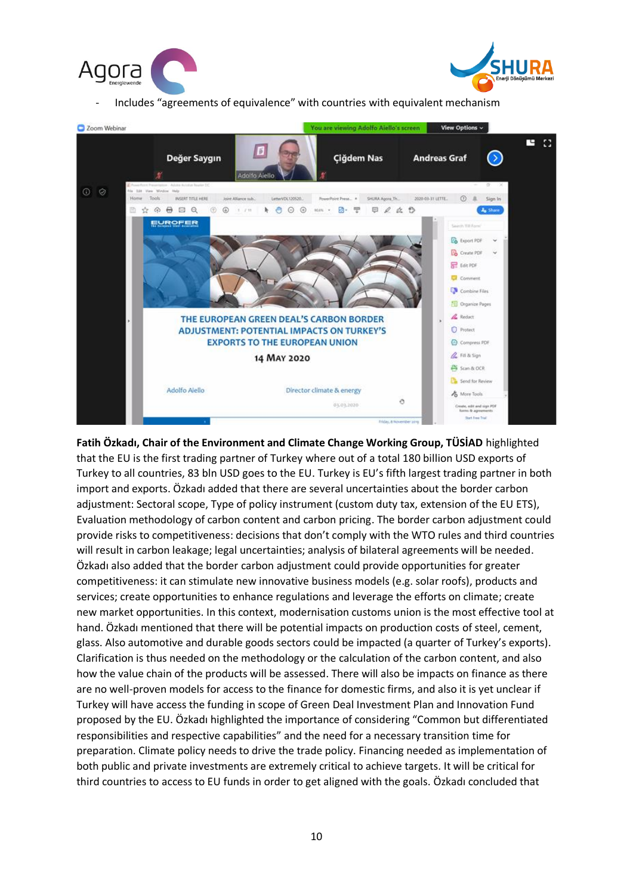- Includes "agreements of equivalence" with countries with equivalent mechanism

**Fatih Özkadı, Chair of the Environment and Climate Change Working Group, TÜSİAD** highlighted that the EU is the first trading partner of Turkey where out of a total 180 billion USD exports of Turkey to all countries, 83 bln USD goes to the EU. Turkey is EU's fifth largest trading partner in both import and exports. Özkadı added that there are several uncertainties about the border carbon adjustment: Sectoral scope, Type of policy instrument (custom duty tax, extension of the EU ETS), Evaluation methodology of carbon content and carbon pricing. The border carbon adjustment could provide risks to competitiveness: decisions that don't comply with the WTO rules and third countries will result in carbon leakage; legal uncertainties; analysis of bilateral agreements will be needed. Özkadı also added that the border carbon adjustment could provide opportunities for greater competitiveness: it can stimulate new innovative business models (e.g. solar roofs), products and services; create opportunities to enhance regulations and leverage the efforts on climate; create new market opportunities. In this context, modernisation customs union is the most effective tool at hand. Özkadı mentioned that there will be potential impacts on production costs of steel, cement, glass. Also automotive and durable goods sectors could be impacted (a quarter of Turkey's exports). Clarification is thus needed on the methodology or the calculation of the carbon content, and also how the value chain of the products will be assessed. There will also be impacts on finance as there are no well-proven models for access to the finance for domestic firms, and also it is yet unclear if Turkey will have access the funding in scope of Green Deal Investment Plan and Innovation Fund proposed by the EU. Özkadı highlighted the importance of considering "Common but differentiated responsibilities and respective capabilities" and the need for a necessary transition time for preparation. Climate policy needs to drive the trade policy. Financing needed as implementation of both public and private investments are extremely critical to achieve targets. It will be critical for third countries to access to EU funds in order to get aligned with the goals. Özkadı concluded that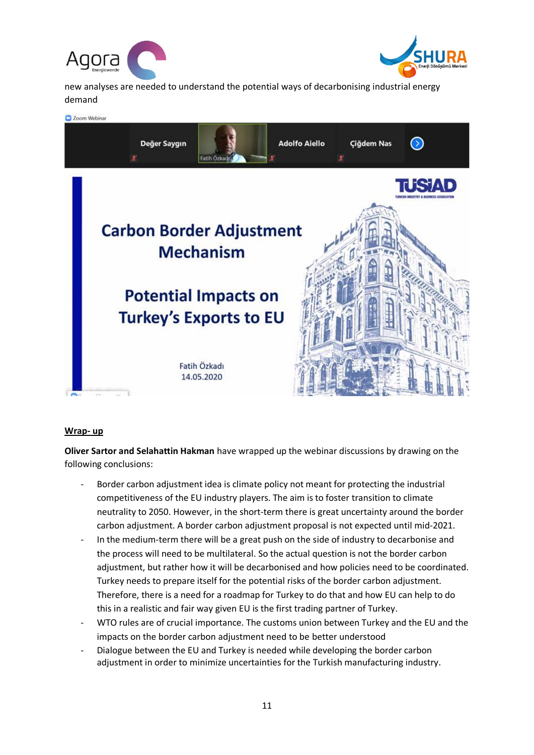new analyses are needed to understand the potential ways of decarbonising industrial energy demand

**Wrap- up**

**Oliver Sartor and Selahattin Hakman** have wrapped up the webinar discussions by drawing on the following conclusions:

- Border carbon adjustment idea is climate policy not meant for protecting the industrial competitiveness of the EU industry players. The aim is to foster transition to climate neutrality to 2050. However, in the short-term there is great uncertainty around the border carbon adjustment. A border carbon adjustment proposal is not expected until mid-2021.
- In the medium-term there will be a great push on the side of industry to decarbonise and the process will need to be multilateral. So the actual question is not the border carbon adjustment, but rather how it will be decarbonised and how policies need to be coordinated. Turkey needs to prepare itself for the potential risks of the border carbon adjustment. Therefore, there is a need for a roadmap for Turkey to do that and how EU can help to do this in a realistic and fair way given EU is the first trading partner of Turkey.
- WTO rules are of crucial importance. The customs union between Turkey and the EU and the impacts on the border carbon adjustment need to be better understood
- Dialogue between the EU and Turkey is needed while developing the border carbon adjustment in order to minimize uncertainties for the Turkish manufacturing industry.